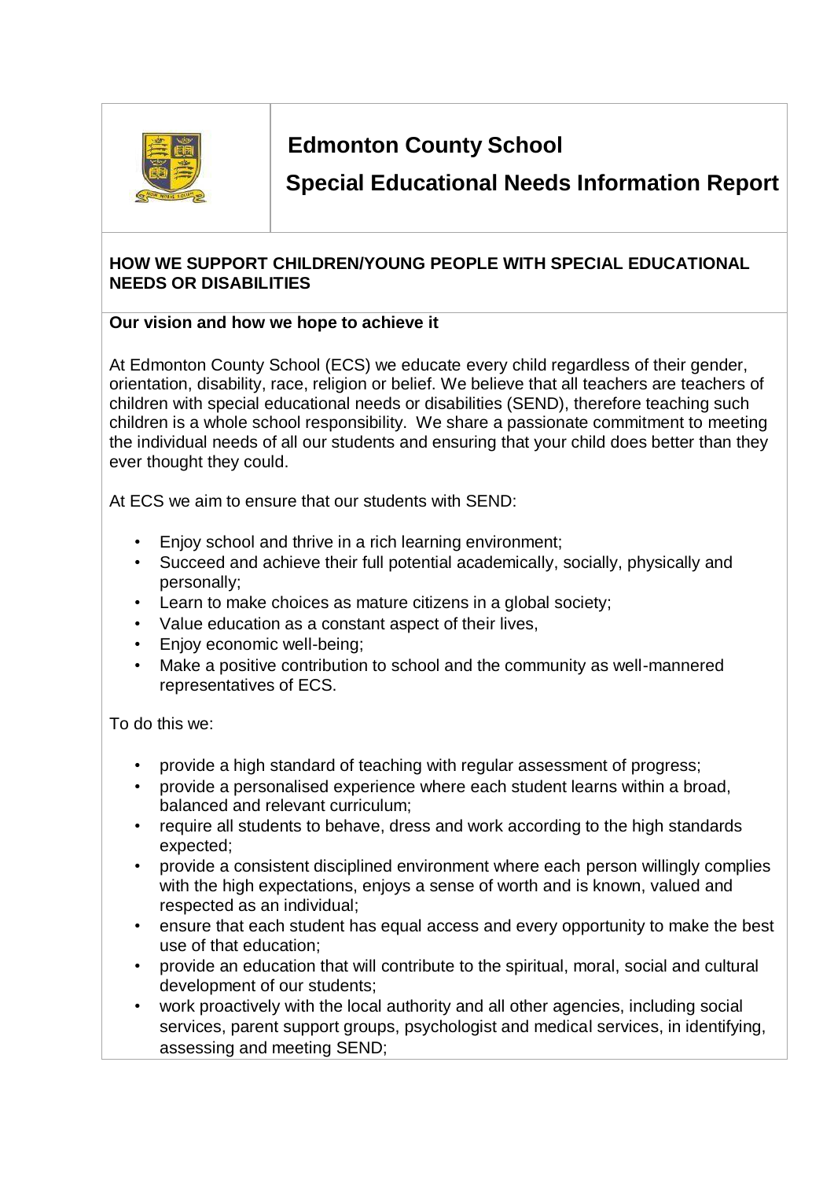# Edmonton County School

## Special Educational Needs Information Report

**HOW WE SUPPORT CHILDREN/YOUNG PEOPLE WITH SPECIAL EDUCATIONAL NEEDS OR DISABILITIES**

**Our vision and how we hope to achieve it**

At Edmonton County School (ECS) we educate every child regardless of their gender, orientation, disability, race, religion or belief. We believe that all teachers are teachers of children with special educational needs or disabilities (SEND), therefore teaching such children is a whole school responsibility. We share a passionate commitment to meeting the individual needs of all our students and ensuring that your child does better than they ever thought they could.

At ECS we aim to ensure that our students with SEND:

- Enjoy school and thrive in a rich learning environment;
- Succeed and achieve their full potential academically, socially, physically and personally;
- Learn to make choices as mature citizens in a global society;
- Value education as a constant aspect of their lives,
- Enjoy economic well-being;
- Make a positive contribution to school and the community as well-mannered representatives of ECS.

To do this we:

- provide a high standard of teaching with regular assessment of progress;
- provide a personalised experience where each student learns within a broad, balanced and relevant curriculum;
- require all students to behave, dress and work according to the high standards expected;
- provide a consistent disciplined environment where each person willingly complies with the high expectations, enjoys a sense of worth and is known, valued and respected as an individual;
- ensure that each student has equal access and every opportunity to make the best use of that education;
- provide an education that will contribute to the spiritual, moral, social and cultural development of our students;
- work proactively with the local authority and all other agencies, including social services, parent support groups, psychologist and medical services, in identifying, assessing and meeting SEND;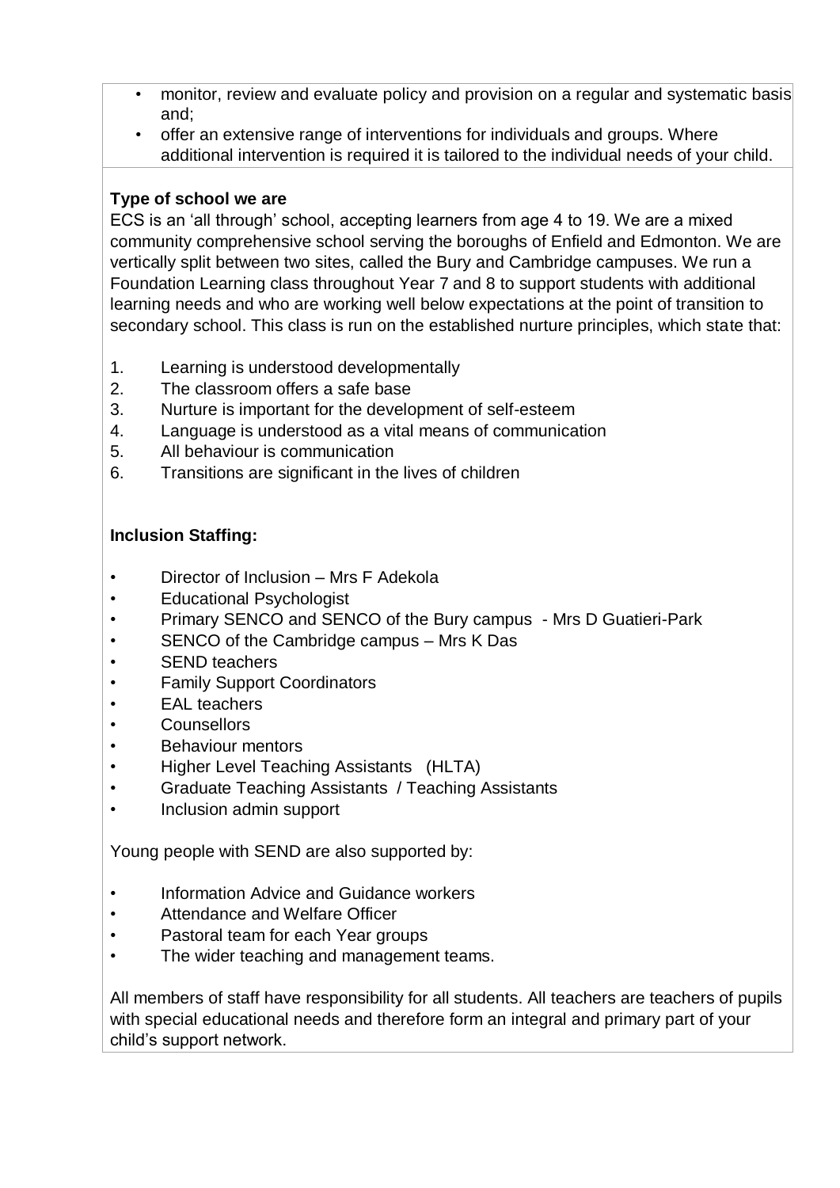- monitor, review and evaluate policy and provision on a regular and systematic basis and;
- offer an extensive range of interventions for individuals and groups. Where additional intervention is required it is tailored to the individual needs of your child.

**Type of school we are**

ECS is an 'all through' school, accepting learners from age 4 to 19. We are a mixed community comprehensive school serving the boroughs of Enfield and Edmonton. We are vertically split between two sites, called the Bury and Cambridge campuses. We run a Foundation Learning class throughout Year 7 and 8 to support students with additional learning needs and who are working well below expectations at the point of transition to secondary school. This class is run on the established nurture principles, which state that:

1. Learning is understood developmentally
2. The classroom offers a safe base
3. Nurture is important for the development of self-esteem
4. Language is understood as a vital means of communication
5. All behaviour is communication
6. Transitions are significant in the lives of children

**Inclusion Staffing:**

- Director of Inclusion – Mrs F Adekola
- Educational Psychologist
- Primary SENCO and SENCO of the Bury campus - Mrs D Guatieri-Park
- SENCO of the Cambridge campus – Mrs K Das
- SEND teachers
- Family Support Coordinators
- EAL teachers
- Counsellors
- Behaviour mentors
- Higher Level Teaching Assistants (HLTA)
- Graduate Teaching Assistants / Teaching Assistants
- Inclusion admin support

Young people with SEND are also supported by:

- Information Advice and Guidance workers
- Attendance and Welfare Officer
- Pastoral team for each Year groups
- The wider teaching and management teams.

All members of staff have responsibility for all students. All teachers are teachers of pupils with special educational needs and therefore form an integral and primary part of your child's support network.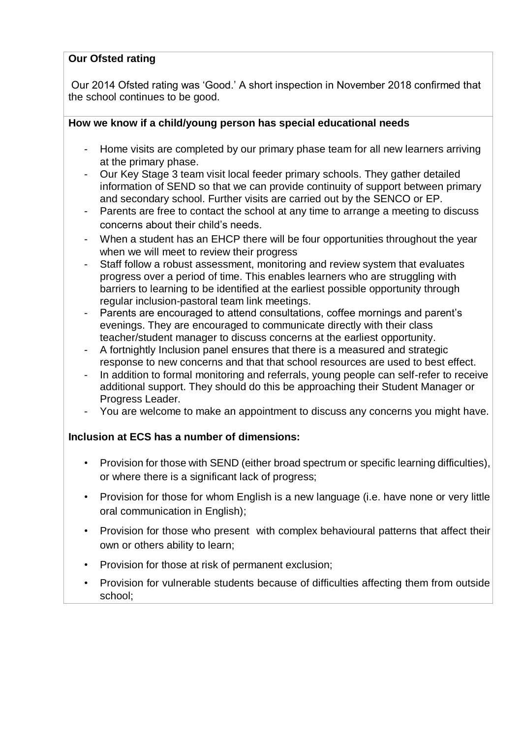**Our Ofsted rating**

Our 2014 Ofsted rating was 'Good.' A short inspection in November 2018 confirmed that the school continues to be good.

**How we know if a child/young person has special educational needs**

- Home visits are completed by our primary phase team for all new learners arriving at the primary phase.
- Our Key Stage 3 team visit local feeder primary schools. They gather detailed information of SEND so that we can provide continuity of support between primary and secondary school. Further visits are carried out by the SENCO or EP.
- Parents are free to contact the school at any time to arrange a meeting to discuss concerns about their child's needs.
- When a student has an EHCP there will be four opportunities throughout the year when we will meet to review their progress
- Staff follow a robust assessment, monitoring and review system that evaluates progress over a period of time. This enables learners who are struggling with barriers to learning to be identified at the earliest possible opportunity through regular inclusion-pastoral team link meetings.
- Parents are encouraged to attend consultations, coffee mornings and parent's evenings. They are encouraged to communicate directly with their class teacher/student manager to discuss concerns at the earliest opportunity.
- A fortnightly Inclusion panel ensures that there is a measured and strategic response to new concerns and that that school resources are used to best effect.
- In addition to formal monitoring and referrals, young people can self-refer to receive additional support. They should do this be approaching their Student Manager or Progress Leader.
- You are welcome to make an appointment to discuss any concerns you might have.

**Inclusion at ECS has a number of dimensions:**

- Provision for those with SEND (either broad spectrum or specific learning difficulties), or where there is a significant lack of progress;
- Provision for those for whom English is a new language (i.e. have none or very little oral communication in English);
- Provision for those who present with complex behavioural patterns that affect their own or others ability to learn;
- Provision for those at risk of permanent exclusion;
- Provision for vulnerable students because of difficulties affecting them from outside school;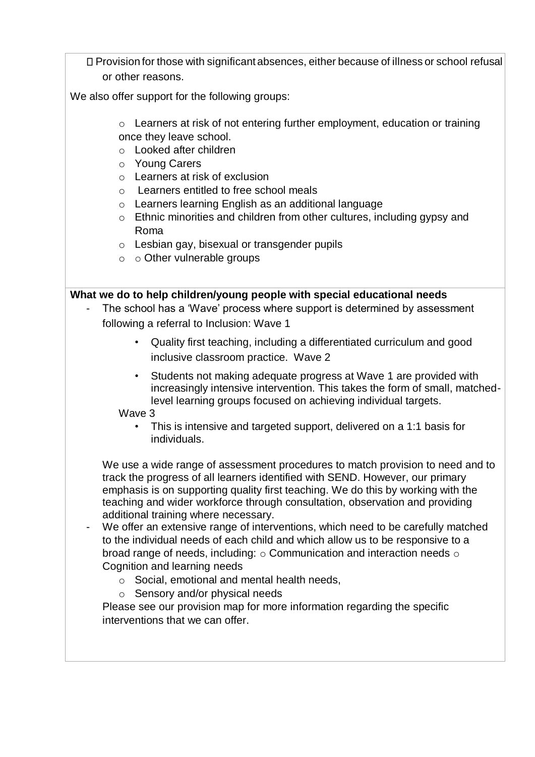- Provision for those with significant absences, either because of illness or school refusal or other reasons.

We also offer support for the following groups:

- Learners at risk of not entering further employment, education or training once they leave school.
- Looked after children
- Young Carers
- Learners at risk of exclusion
- Learners entitled to free school meals
- Learners learning English as an additional language
- Ethnic minorities and children from other cultures, including gypsy and Roma
- Lesbian gay, bisexual or transgender pupils
- Other vulnerable groups

**What we do to help children/young people with special educational needs**

- The school has a 'Wave' process where support is determined by assessment following a referral to Inclusion: Wave 1
  - Quality first teaching, including a differentiated curriculum and good inclusive classroom practice. Wave 2
  - Students not making adequate progress at Wave 1 are provided with increasingly intensive intervention. This takes the form of small, matched-level learning groups focused on achieving individual targets.

  Wave 3
  - This is intensive and targeted support, delivered on a 1:1 basis for individuals.

  We use a wide range of assessment procedures to match provision to need and to track the progress of all learners identified with SEND. However, our primary emphasis is on supporting quality first teaching. We do this by working with the teaching and wider workforce through consultation, observation and providing additional training where necessary.

- We offer an extensive range of interventions, which need to be carefully matched to the individual needs of each child and which allow us to be responsive to a broad range of needs, including:
  - Communication and interaction needs
  - Cognition and learning needs
  - Social, emotional and mental health needs,
  - Sensory and/or physical needs

  Please see our provision map for more information regarding the specific interventions that we can offer.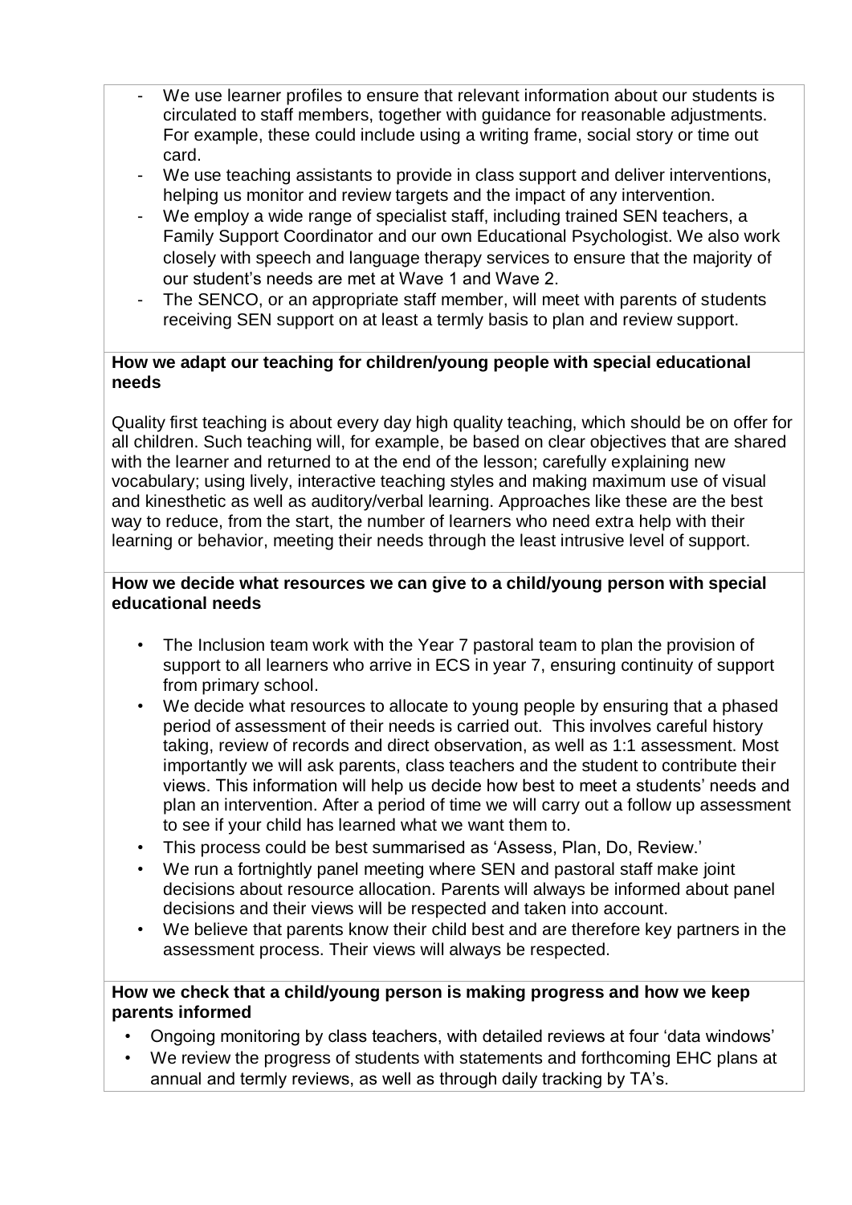- We use learner profiles to ensure that relevant information about our students is circulated to staff members, together with guidance for reasonable adjustments. For example, these could include using a writing frame, social story or time out card.
- We use teaching assistants to provide in class support and deliver interventions, helping us monitor and review targets and the impact of any intervention.
- We employ a wide range of specialist staff, including trained SEN teachers, a Family Support Coordinator and our own Educational Psychologist. We also work closely with speech and language therapy services to ensure that the majority of our student's needs are met at Wave 1 and Wave 2.
- The SENCO, or an appropriate staff member, will meet with parents of students receiving SEN support on at least a termly basis to plan and review support.

**How we adapt our teaching for children/young people with special educational needs**

Quality first teaching is about every day high quality teaching, which should be on offer for all children. Such teaching will, for example, be based on clear objectives that are shared with the learner and returned to at the end of the lesson; carefully explaining new vocabulary; using lively, interactive teaching styles and making maximum use of visual and kinesthetic as well as auditory/verbal learning. Approaches like these are the best way to reduce, from the start, the number of learners who need extra help with their learning or behavior, meeting their needs through the least intrusive level of support.

**How we decide what resources we can give to a child/young person with special educational needs**

- The Inclusion team work with the Year 7 pastoral team to plan the provision of support to all learners who arrive in ECS in year 7, ensuring continuity of support from primary school.
- We decide what resources to allocate to young people by ensuring that a phased period of assessment of their needs is carried out. This involves careful history taking, review of records and direct observation, as well as 1:1 assessment. Most importantly we will ask parents, class teachers and the student to contribute their views. This information will help us decide how best to meet a students' needs and plan an intervention. After a period of time we will carry out a follow up assessment to see if your child has learned what we want them to.
- This process could be best summarised as 'Assess, Plan, Do, Review.'
- We run a fortnightly panel meeting where SEN and pastoral staff make joint decisions about resource allocation. Parents will always be informed about panel decisions and their views will be respected and taken into account.
- We believe that parents know their child best and are therefore key partners in the assessment process. Their views will always be respected.

**How we check that a child/young person is making progress and how we keep parents informed**

- Ongoing monitoring by class teachers, with detailed reviews at four 'data windows'
- We review the progress of students with statements and forthcoming EHC plans at annual and termly reviews, as well as through daily tracking by TA's.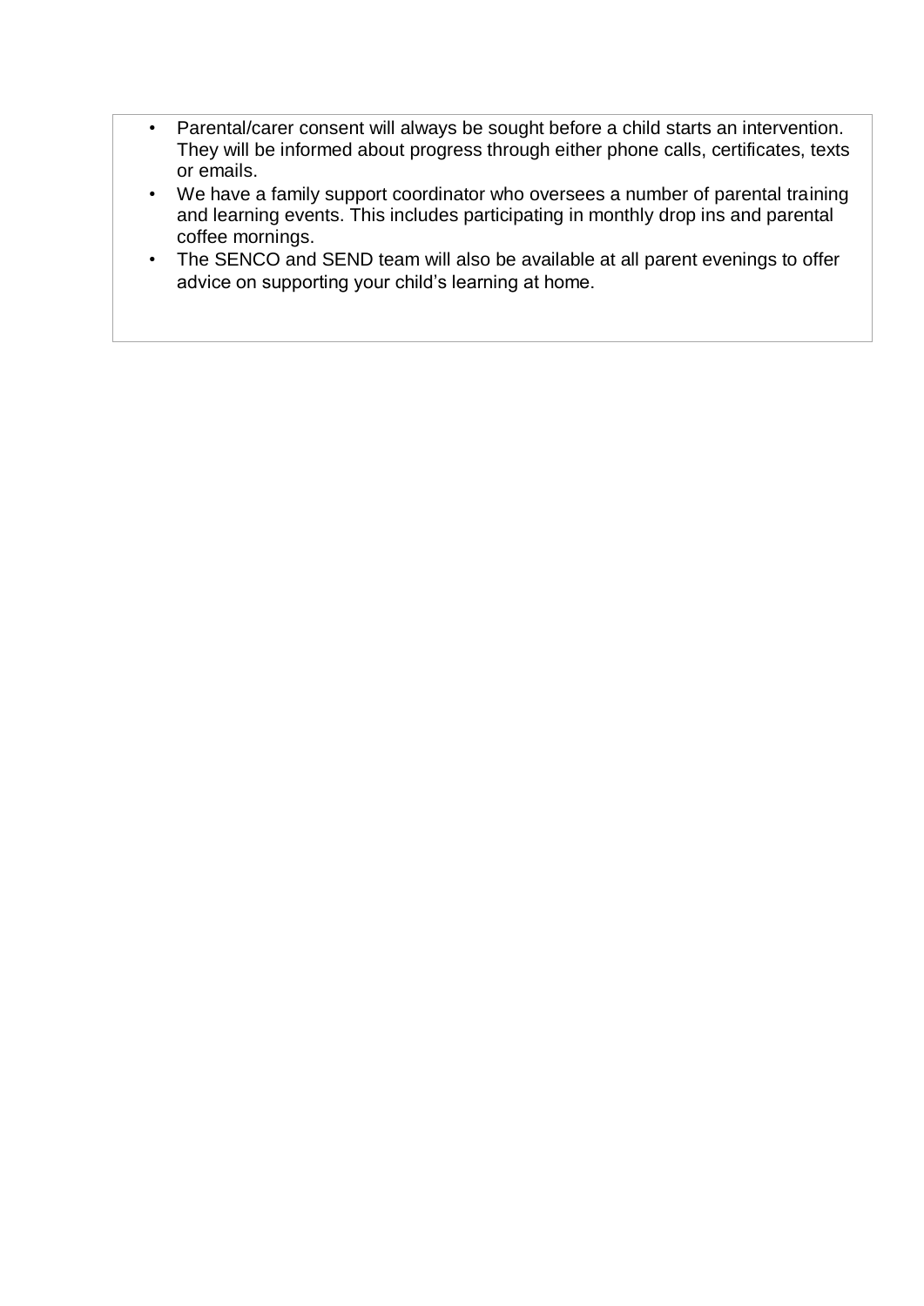- Parental/carer consent will always be sought before a child starts an intervention. They will be informed about progress through either phone calls, certificates, texts or emails.
- We have a family support coordinator who oversees a number of parental training and learning events. This includes participating in monthly drop ins and parental coffee mornings.
- The SENCO and SEND team will also be available at all parent evenings to offer advice on supporting your child's learning at home.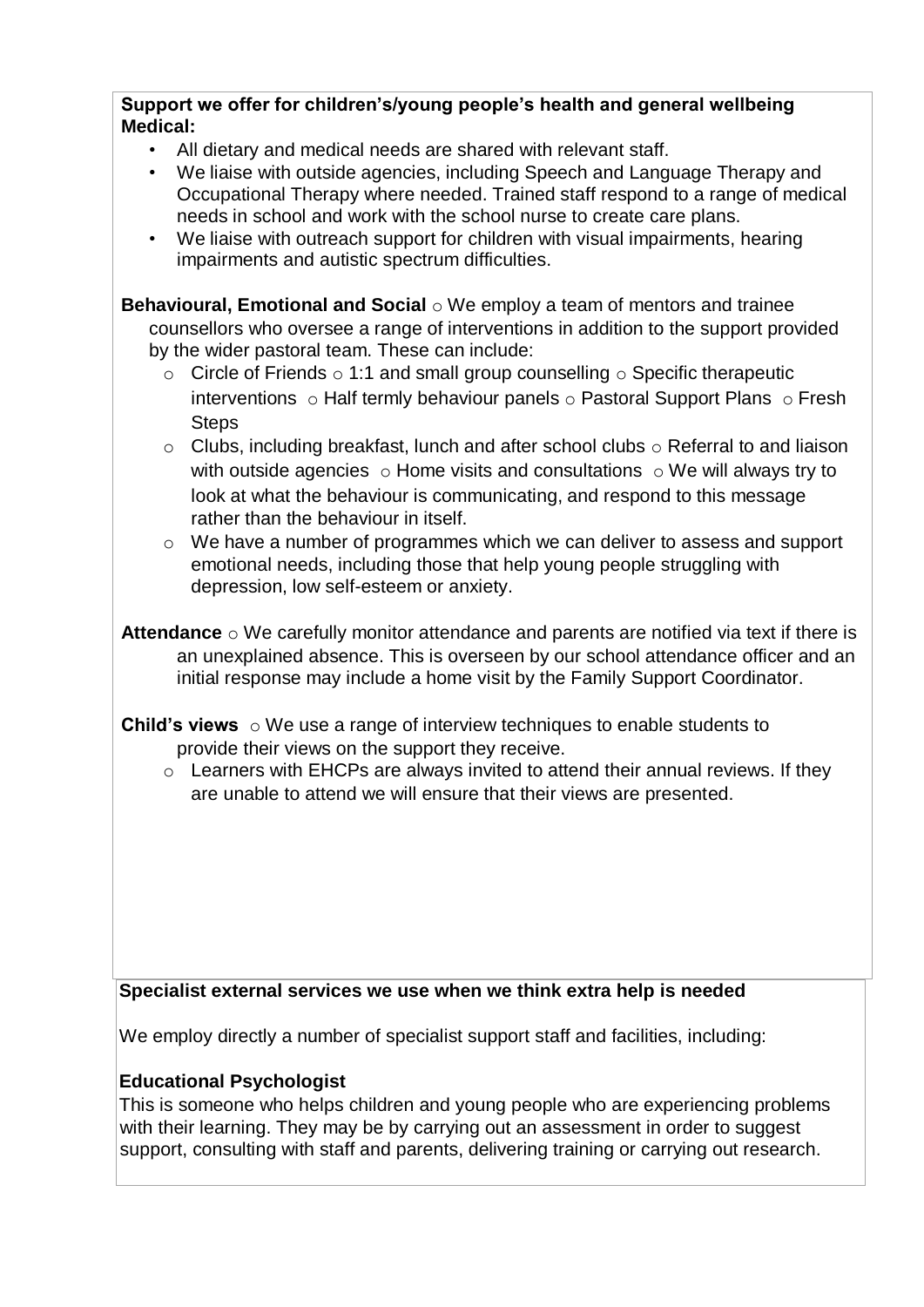**Support we offer for children's/young people's health and general wellbeing**

**Medical:**

- All dietary and medical needs are shared with relevant staff.
- We liaise with outside agencies, including Speech and Language Therapy and Occupational Therapy where needed. Trained staff respond to a range of medical needs in school and work with the school nurse to create care plans.
- We liaise with outreach support for children with visual impairments, hearing impairments and autistic spectrum difficulties.

**Behavioural, Emotional and Social**

- We employ a team of mentors and trainee counsellors who oversee a range of interventions in addition to the support provided by the wider pastoral team. These can include:
  - Circle of Friends
  - 1:1 and small group counselling
  - Specific therapeutic interventions
  - Half termly behaviour panels
  - Pastoral Support Plans
  - Fresh Steps
  - Clubs, including breakfast, lunch and after school clubs
  - Referral to and liaison with outside agencies
  - Home visits and consultations
  - We will always try to look at what the behaviour is communicating, and respond to this message rather than the behaviour in itself.
  - We have a number of programmes which we can deliver to assess and support emotional needs, including those that help young people struggling with depression, low self-esteem or anxiety.

**Attendance**

- We carefully monitor attendance and parents are notified via text if there is an unexplained absence. This is overseen by our school attendance officer and an initial response may include a home visit by the Family Support Coordinator.

**Child's views**

- We use a range of interview techniques to enable students to provide their views on the support they receive.
- Learners with EHCPs are always invited to attend their annual reviews. If they are unable to attend we will ensure that their views are presented.

**Specialist external services we use when we think extra help is needed**

We employ directly a number of specialist support staff and facilities, including:

**Educational Psychologist**

This is someone who helps children and young people who are experiencing problems with their learning. They may be by carrying out an assessment in order to suggest support, consulting with staff and parents, delivering training or carrying out research.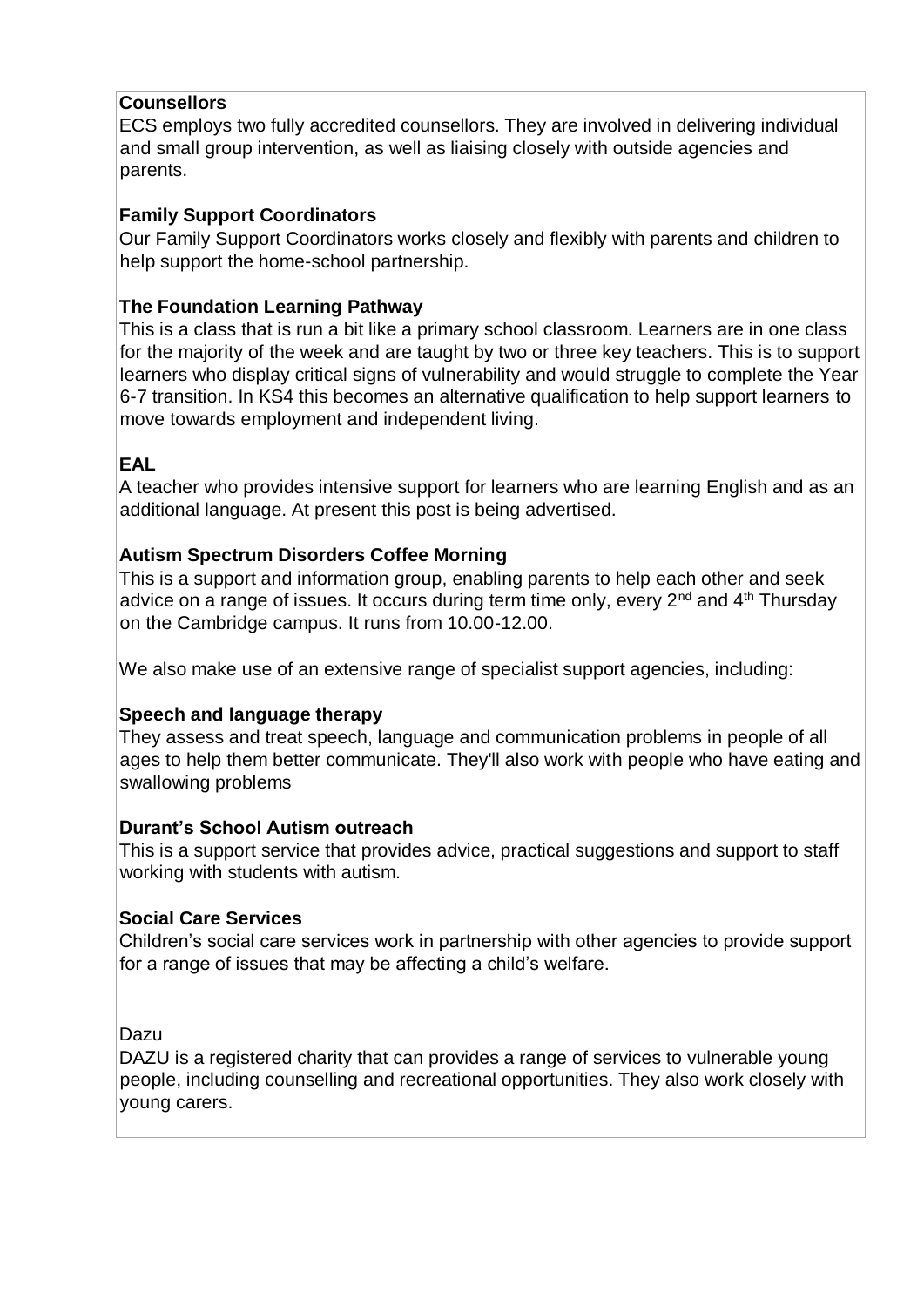**Counsellors**

ECS employs two fully accredited counsellors. They are involved in delivering individual and small group intervention, as well as liaising closely with outside agencies and parents.

**Family Support Coordinators**

Our Family Support Coordinators works closely and flexibly with parents and children to help support the home-school partnership.

**The Foundation Learning Pathway**

This is a class that is run a bit like a primary school classroom. Learners are in one class for the majority of the week and are taught by two or three key teachers. This is to support learners who display critical signs of vulnerability and would struggle to complete the Year 6-7 transition. In KS4 this becomes an alternative qualification to help support learners to move towards employment and independent living.

**EAL**

A teacher who provides intensive support for learners who are learning English and as an additional language. At present this post is being advertised.

**Autism Spectrum Disorders Coffee Morning**

This is a support and information group, enabling parents to help each other and seek advice on a range of issues. It occurs during term time only, every 2nd and 4th Thursday on the Cambridge campus. It runs from 10.00-12.00.

We also make use of an extensive range of specialist support agencies, including:

**Speech and language therapy**

They assess and treat speech, language and communication problems in people of all ages to help them better communicate. They'll also work with people who have eating and swallowing problems

**Durant's School Autism outreach**

This is a support service that provides advice, practical suggestions and support to staff working with students with autism.

**Social Care Services**

Children's social care services work in partnership with other agencies to provide support for a range of issues that may be affecting a child's welfare.

Dazu

DAZU is a registered charity that can provides a range of services to vulnerable young people, including counselling and recreational opportunities. They also work closely with young carers.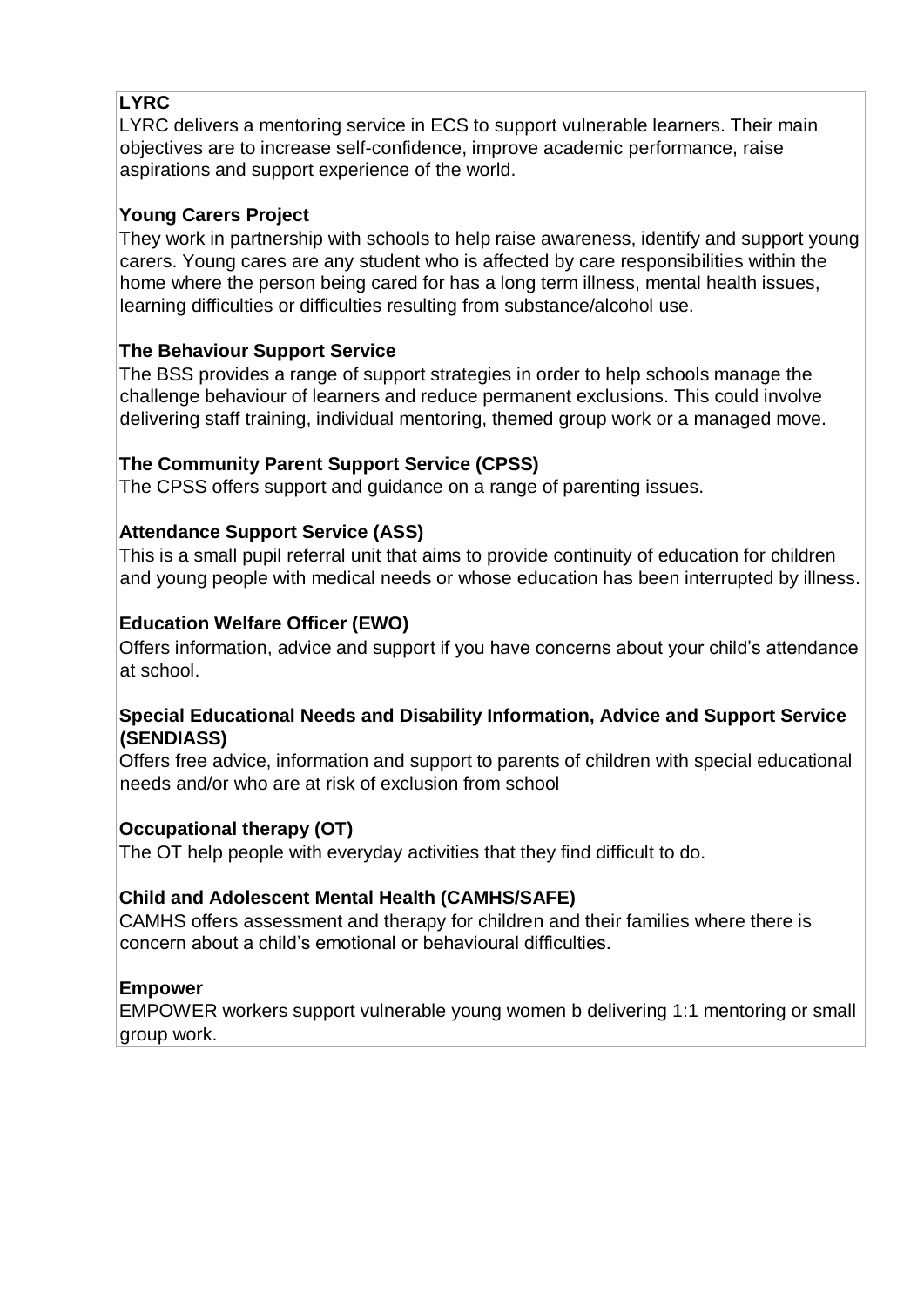**LYRC**

LYRC delivers a mentoring service in ECS to support vulnerable learners. Their main objectives are to increase self-confidence, improve academic performance, raise aspirations and support experience of the world.

**Young Carers Project**

They work in partnership with schools to help raise awareness, identify and support young carers. Young cares are any student who is affected by care responsibilities within the home where the person being cared for has a long term illness, mental health issues, learning difficulties or difficulties resulting from substance/alcohol use.

**The Behaviour Support Service**

The BSS provides a range of support strategies in order to help schools manage the challenge behaviour of learners and reduce permanent exclusions. This could involve delivering staff training, individual mentoring, themed group work or a managed move.

**The Community Parent Support Service (CPSS)**

The CPSS offers support and guidance on a range of parenting issues.

**Attendance Support Service (ASS)**

This is a small pupil referral unit that aims to provide continuity of education for children and young people with medical needs or whose education has been interrupted by illness.

**Education Welfare Officer (EWO)**

Offers information, advice and support if you have concerns about your child's attendance at school.

**Special Educational Needs and Disability Information, Advice and Support Service (SENDIASS)**

Offers free advice, information and support to parents of children with special educational needs and/or who are at risk of exclusion from school

**Occupational therapy (OT)**

The OT help people with everyday activities that they find difficult to do.

**Child and Adolescent Mental Health (CAMHS/SAFE)**

CAMHS offers assessment and therapy for children and their families where there is concern about a child's emotional or behavioural difficulties.

**Empower**

EMPOWER workers support vulnerable young women b delivering 1:1 mentoring or small group work.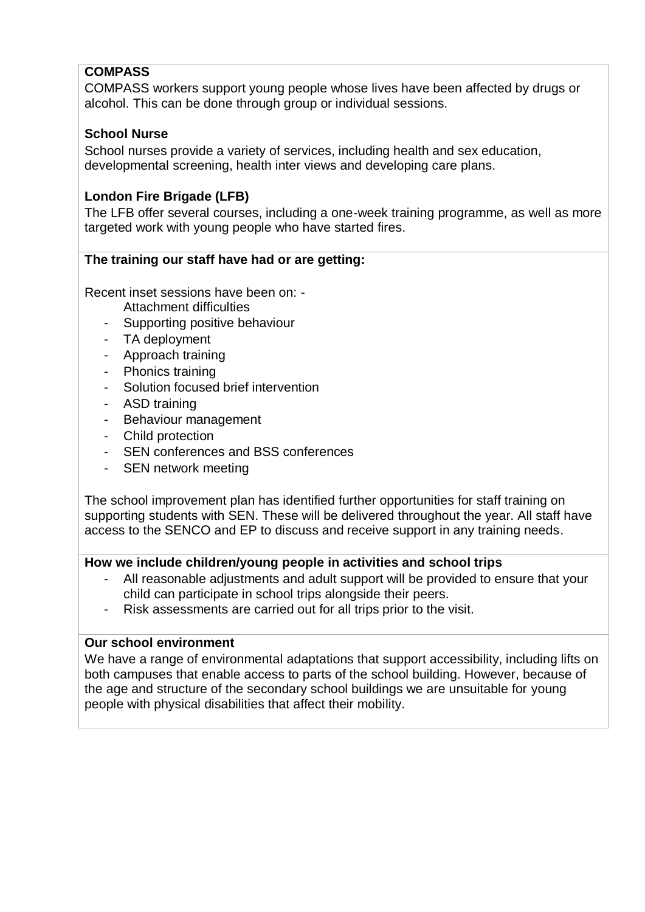**COMPASS**

COMPASS workers support young people whose lives have been affected by drugs or alcohol. This can be done through group or individual sessions.

**School Nurse**

School nurses provide a variety of services, including health and sex education, developmental screening, health inter views and developing care plans.

**London Fire Brigade (LFB)**

The LFB offer several courses, including a one-week training programme, as well as more targeted work with young people who have started fires.

**The training our staff have had or are getting:**

Recent inset sessions have been on: -

- Attachment difficulties
- Supporting positive behaviour
- TA deployment
- Approach training
- Phonics training
- Solution focused brief intervention
- ASD training
- Behaviour management
- Child protection
- SEN conferences and BSS conferences
- SEN network meeting

The school improvement plan has identified further opportunities for staff training on supporting students with SEN. These will be delivered throughout the year. All staff have access to the SENCO and EP to discuss and receive support in any training needs.

**How we include children/young people in activities and school trips**

- All reasonable adjustments and adult support will be provided to ensure that your child can participate in school trips alongside their peers.
- Risk assessments are carried out for all trips prior to the visit.

**Our school environment**

We have a range of environmental adaptations that support accessibility, including lifts on both campuses that enable access to parts of the school building. However, because of the age and structure of the secondary school buildings we are unsuitable for young people with physical disabilities that affect their mobility.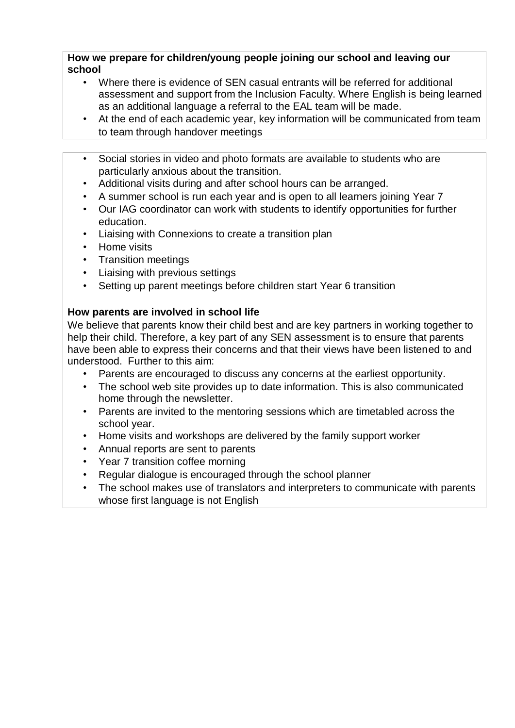**How we prepare for children/young people joining our school and leaving our school**

- Where there is evidence of SEN casual entrants will be referred for additional assessment and support from the Inclusion Faculty. Where English is being learned as an additional language a referral to the EAL team will be made.
- At the end of each academic year, key information will be communicated from team to team through handover meetings

- Social stories in video and photo formats are available to students who are particularly anxious about the transition.
- Additional visits during and after school hours can be arranged.
- A summer school is run each year and is open to all learners joining Year 7
- Our IAG coordinator can work with students to identify opportunities for further education.
- Liaising with Connexions to create a transition plan
- Home visits
- Transition meetings
- Liaising with previous settings
- Setting up parent meetings before children start Year 6 transition

**How parents are involved in school life**

We believe that parents know their child best and are key partners in working together to help their child. Therefore, a key part of any SEN assessment is to ensure that parents have been able to express their concerns and that their views have been listened to and understood. Further to this aim:

- Parents are encouraged to discuss any concerns at the earliest opportunity.
- The school web site provides up to date information. This is also communicated home through the newsletter.
- Parents are invited to the mentoring sessions which are timetabled across the school year.
- Home visits and workshops are delivered by the family support worker
- Annual reports are sent to parents
- Year 7 transition coffee morning
- Regular dialogue is encouraged through the school planner
- The school makes use of translators and interpreters to communicate with parents whose first language is not English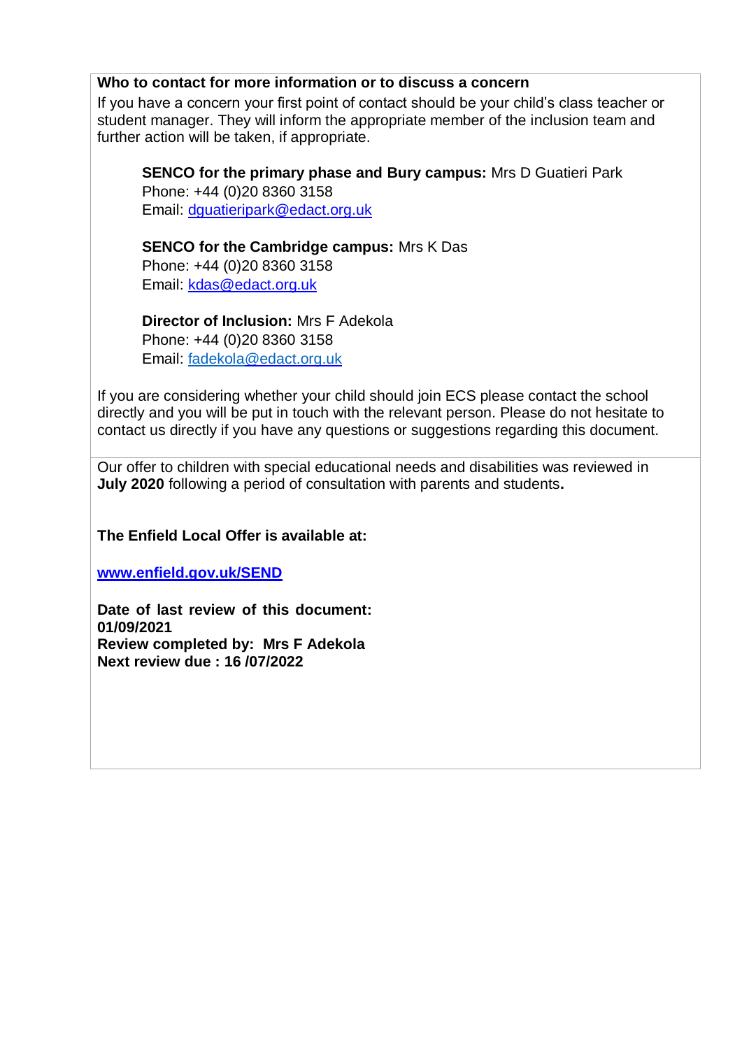**Who to contact for more information or to discuss a concern**

If you have a concern your first point of contact should be your child's class teacher or student manager. They will inform the appropriate member of the inclusion team and further action will be taken, if appropriate.

**SENCO for the primary phase and Bury campus:** Mrs D Guatieri Park
Phone: +44 (0)20 8360 3158
Email: [dguatieripark@edact.org.uk](mailto:dguatieripark@edact.org.uk)

**SENCO for the Cambridge campus:** Mrs K Das
Phone: +44 (0)20 8360 3158
Email: [kdas@edact.org.uk](mailto:kdas@edact.org.uk)

**Director of Inclusion:** Mrs F Adekola
Phone: +44 (0)20 8360 3158
Email: [fadekola@edact.org.uk](mailto:fadekola@edact.org.uk)

If you are considering whether your child should join ECS please contact the school directly and you will be put in touch with the relevant person. Please do not hesitate to contact us directly if you have any questions or suggestions regarding this document.

Our offer to children with special educational needs and disabilities was reviewed in **July 2020** following a period of consultation with parents and students**.**

**The Enfield Local Offer is available at:**

**[www.enfield.gov.uk/SEND](http://www.enfield.gov.uk/SEND)**

**Date of last review of this document: 01/09/2021**
**Review completed by: Mrs F Adekola**
**Next review due : 16 /07/2022**